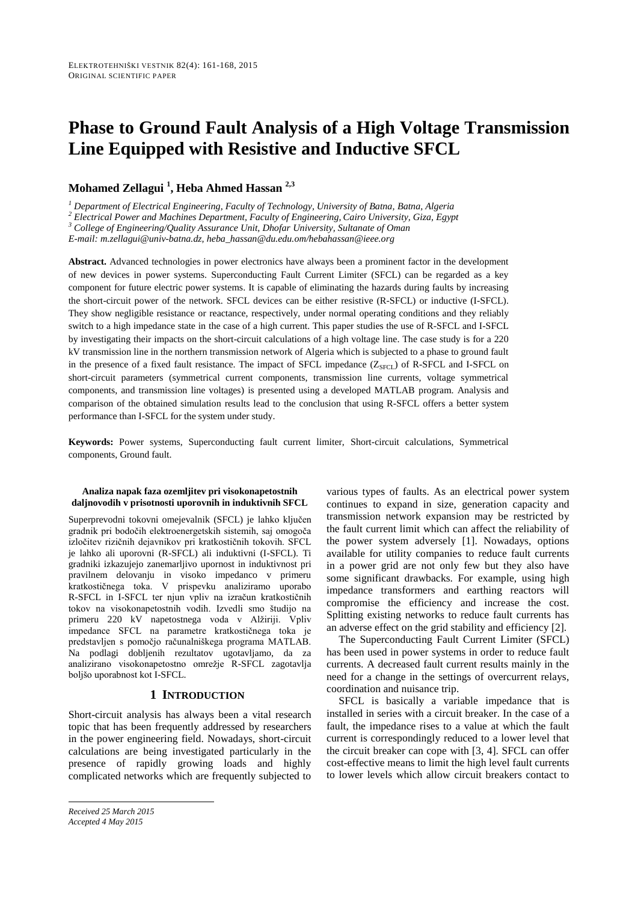# Phase to Ground Fault Analysis of a High Voltage Transmission Line Equipped with Resistive and Inductive SFCL

**Mohamed Zellagui [1], Heba Ahmed Hassan [2,3]**

[1] *Department of Electrical Engineering, Faculty of Technology, University of Batna, Batna, Algeria*
[2] *Electrical Power and Machines Department, Faculty of Engineering, Cairo University, Giza, Egypt*
[3] *College of Engineering/Quality Assurance Unit, Dhofar University, Sultanate of Oman*
*E-mail: m.zellagui@univ-batna.dz, heba_hassan@du.edu.om/hebahassan@ieee.org*

**Abstract.** Advanced technologies in power electronics have always been a prominent factor in the development of new devices in power systems. Superconducting Fault Current Limiter (SFCL) can be regarded as a key component for future electric power systems. It is capable of eliminating the hazards during faults by increasing the short-circuit power of the network. SFCL devices can be either resistive (R-SFCL) or inductive (I-SFCL). They show negligible resistance or reactance, respectively, under normal operating conditions and they reliably switch to a high impedance state in the case of a high current. This paper studies the use of R-SFCL and I-SFCL by investigating their impacts on the short-circuit calculations of a high voltage line. The case study is for a 220 kV transmission line in the northern transmission network of Algeria which is subjected to a phase to ground fault in the presence of a fixed fault resistance. The impact of SFCL impedance ($Z_{SFCL}$) of R-SFCL and I-SFCL on short-circuit parameters (symmetrical current components, transmission line currents, voltage symmetrical components, and transmission line voltages) is presented using a developed MATLAB program. Analysis and comparison of the obtained simulation results lead to the conclusion that using R-SFCL offers a better system performance than I-SFCL for the system under study.

**Keywords:** Power systems, Superconducting fault current limiter, Short-circuit calculations, Symmetrical components, Ground fault.

**Analiza napak faza ozemljitev pri visokonapetostnih daljnovodih v prisotnosti uporovnih in induktivnih SFCL**

Superprevodni tokovni omejevalnik (SFCL) je lahko ključen gradnik pri bodočih elektroenergetskih sistemih, saj omogoča izločitev rizičnih dejavnikov pri kratkostičnih tokovih. SFCL je lahko ali uporovni (R-SFCL) ali induktivni (I-SFCL). Ti gradniki izkazujejo zanemarljivo upornost in induktivnost pri pravilnem delovanju in visoko impedanco v primeru kratkostičnega toka. V prispevku analiziramo uporabo R-SFCL in I-SFCL ter njun vpliv na izračun kratkostičnih tokov na visokonapetostnih vodih. Izvedli smo študijo na primeru 220 kV napetostnega voda v Alžiriji. Vpliv impedance SFCL na parametre kratkostičnega toka je predstavljen s pomočjo računalniškega programa MATLAB. Na podlagi dobljenih rezultatov ugotavljamo, da za analizirano visokonapetostno omrežje R-SFCL zagotavlja boljšo uporabnost kot I-SFCL.

## 1 Introduction

Short-circuit analysis has always been a vital research topic that has been frequently addressed by researchers in the power engineering field. Nowadays, short-circuit calculations are being investigated particularly in the presence of rapidly growing loads and highly complicated networks which are frequently subjected to various types of faults. As an electrical power system continues to expand in size, generation capacity and transmission network expansion may be restricted by the fault current limit which can affect the reliability of the power system adversely [1]. Nowadays, options available for utility companies to reduce fault currents in a power grid are not only few but they also have some significant drawbacks. For example, using high impedance transformers and earthing reactors will compromise the efficiency and increase the cost. Splitting existing networks to reduce fault currents has an adverse effect on the grid stability and efficiency [2].

The Superconducting Fault Current Limiter (SFCL) has been used in power systems in order to reduce fault currents. A decreased fault current results mainly in the need for a change in the settings of overcurrent relays, coordination and nuisance trip.

SFCL is basically a variable impedance that is installed in series with a circuit breaker. In the case of a fault, the impedance rises to a value at which the fault current is correspondingly reduced to a lower level that the circuit breaker can cope with [3, 4]. SFCL can offer cost-effective means to limit the high level fault currents to lower levels which allow circuit breakers contact to

*Received 25 March 2015*
*Accepted 4 May 2015*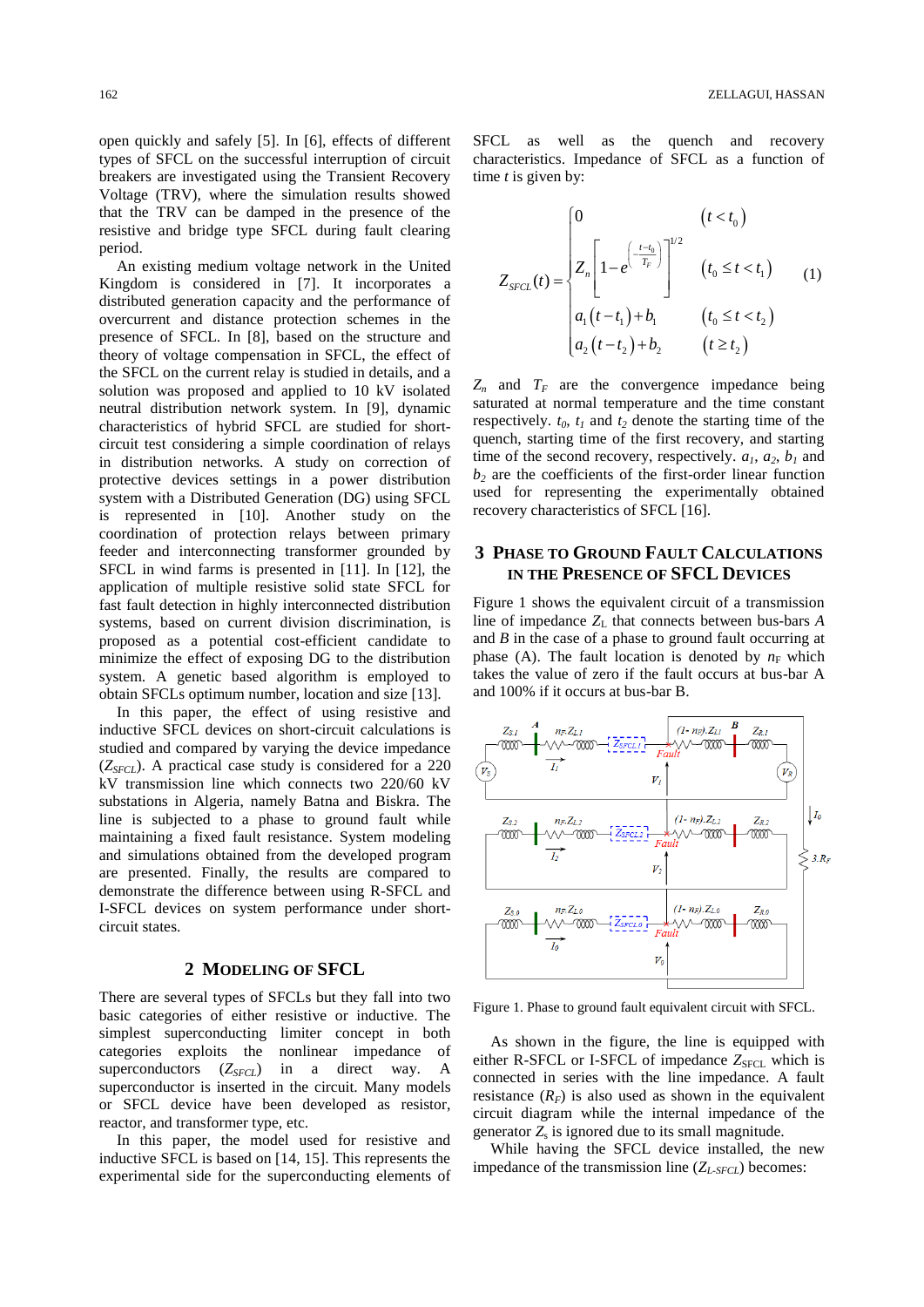open quickly and safely [5]. In [6], effects of different types of SFCL on the successful interruption of circuit breakers are investigated using the Transient Recovery Voltage (TRV), where the simulation results showed that the TRV can be damped in the presence of the resistive and bridge type SFCL during fault clearing period.

An existing medium voltage network in the United Kingdom is considered in [7]. It incorporates a distributed generation capacity and the performance of overcurrent and distance protection schemes in the presence of SFCL. In [8], based on the structure and theory of voltage compensation in SFCL, the effect of the SFCL on the current relay is studied in details, and a solution was proposed and applied to 10 kV isolated neutral distribution network system. In [9], dynamic characteristics of hybrid SFCL are studied for short-circuit test considering a simple coordination of relays in distribution networks. A study on correction of protective devices settings in a power distribution system with a Distributed Generation (DG) using SFCL is represented in [10]. Another study on the coordination of protection relays between primary feeder and interconnecting transformer grounded by SFCL in wind farms is presented in [11]. In [12], the application of multiple resistive solid state SFCL for fast fault detection in highly interconnected distribution systems, based on current division discrimination, is proposed as a potential cost-efficient candidate to minimize the effect of exposing DG to the distribution system. A genetic based algorithm is employed to obtain SFCLs optimum number, location and size [13].

In this paper, the effect of using resistive and inductive SFCL devices on short-circuit calculations is studied and compared by varying the device impedance ($Z_{SFCL}$). A practical case study is considered for a 220 kV transmission line which connects two 220/60 kV substations in Algeria, namely Batna and Biskra. The line is subjected to a phase to ground fault while maintaining a fixed fault resistance. System modeling and simulations obtained from the developed program are presented. Finally, the results are compared to demonstrate the difference between using R-SFCL and I-SFCL devices on system performance under short-circuit states.

## 2 Modeling of SFCL

There are several types of SFCLs but they fall into two basic categories of either resistive or inductive. The simplest superconducting limiter concept in both categories exploits the nonlinear impedance of superconductors ($Z_{SFCL}$) in a direct way. A superconductor is inserted in the circuit. Many models or SFCL device have been developed as resistor, reactor, and transformer type, etc.

In this paper, the model used for resistive and inductive SFCL is based on [14, 15]. This represents the experimental side for the superconducting elements of SFCL as well as the quench and recovery characteristics. Impedance of SFCL as a function of time $t$ is given by:

$$Z_{SFCL}(t)=\begin{cases}0 & (t<t_0)\\ Z_n\left[1-e^{\left(-\frac{t-t_0}{T_F}\right)}\right]^{1/2} & (t_0\le t<t_1)\\ a_1(t-t_1)+b_1 & (t_0\le t<t_2)\\ a_2(t-t_2)+b_2 & (t\ge t_2)\end{cases} \tag{1}$$

$Z_n$ and $T_F$ are the convergence impedance being saturated at normal temperature and the time constant respectively. $t_0$, $t_1$ and $t_2$ denote the starting time of the quench, starting time of the first recovery, and starting time of the second recovery, respectively. $a_1$, $a_2$, $b_1$ and $b_2$ are the coefficients of the first-order linear function used for representing the experimentally obtained recovery characteristics of SFCL [16].

## 3 Phase to Ground Fault Calculations in the Presence of SFCL Devices

Figure 1 shows the equivalent circuit of a transmission line of impedance $Z_L$ that connects between bus-bars $A$ and $B$ in the case of a phase to ground fault occurring at phase (A). The fault location is denoted by $n_F$ which takes the value of zero if the fault occurs at bus-bar A and 100% if it occurs at bus-bar B.

Figure 1. Phase to ground fault equivalent circuit with SFCL.

As shown in the figure, the line is equipped with either R-SFCL or I-SFCL of impedance $Z_{SFCL}$ which is connected in series with the line impedance. A fault resistance ($R_F$) is also used as shown in the equivalent circuit diagram while the internal impedance of the generator $Z_s$ is ignored due to its small magnitude.

While having the SFCL device installed, the new impedance of the transmission line ($Z_{L\text{-}SFCL}$) becomes: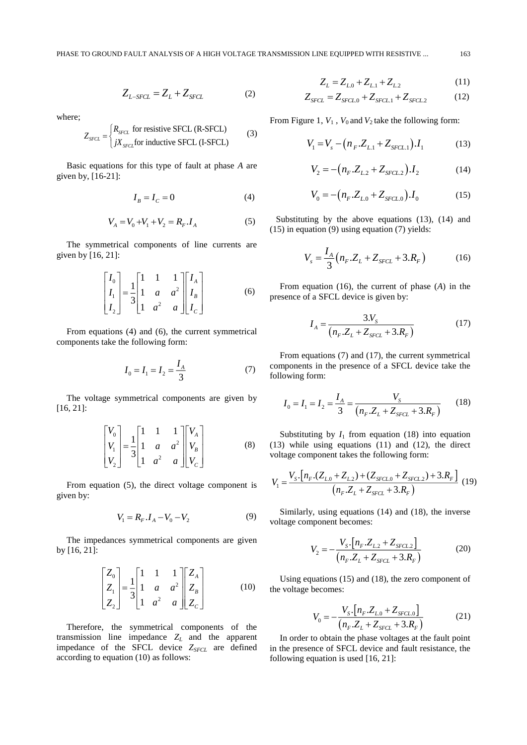$$Z_{L-SFCL} = Z_L + Z_{SFCL} \tag{2}$$

where;

$$Z_{SFCL} = \begin{cases} R_{SFCL} \text{ for resistive SFCL (R-SFCL)} \\ jX_{SFCL} \text{for inductive SFCL (I-SFCL)} \end{cases} \tag{3}$$

Basic equations for this type of fault at phase *A* are given by, [16-21]:

$$I_B = I_C = 0 \tag{4}$$

$$V_A = V_0 + V_1 + V_2 = R_F . I_A \tag{5}$$

The symmetrical components of line currents are given by [16, 21]:

$$\begin{bmatrix} I_0 \\ I_1 \\ I_2 \end{bmatrix} = \frac{1}{3} \begin{bmatrix} 1 & 1 & 1 \\ 1 & a & a^2 \\ 1 & a^2 & a \end{bmatrix} \begin{bmatrix} I_A \\ I_B \\ I_C \end{bmatrix} \tag{6}$$

From equations (4) and (6), the current symmetrical components take the following form:

$$I_0 = I_1 = I_2 = \frac{I_A}{3} \tag{7}$$

The voltage symmetrical components are given by [16, 21]:

$$\begin{bmatrix} V_0 \\ V_1 \\ V_2 \end{bmatrix} = \frac{1}{3} \begin{bmatrix} 1 & 1 & 1 \\ 1 & a & a^2 \\ 1 & a^2 & a \end{bmatrix} \begin{bmatrix} V_A \\ V_B \\ V_C \end{bmatrix} \tag{8}$$

From equation (5), the direct voltage component is given by:

$$V_1 = R_F . I_A - V_0 - V_2 \tag{9}$$

The impedances symmetrical components are given by [16, 21]:

$$\begin{bmatrix} Z_0 \\ Z_1 \\ Z_2 \end{bmatrix} = \frac{1}{3} \begin{bmatrix} 1 & 1 & 1 \\ 1 & a & a^2 \\ 1 & a^2 & a \end{bmatrix} \begin{bmatrix} Z_A \\ Z_B \\ Z_C \end{bmatrix} \tag{10}$$

Therefore, the symmetrical components of the transmission line impedance $Z_L$ and the apparent impedance of the SFCL device $Z_{SFCL}$ are defined according to equation (10) as follows:

$$Z_L = Z_{L.0} + Z_{L.1} + Z_{L.2} \tag{11}$$

$$Z_{SFCL} = Z_{SFCL.0} + Z_{SFCL.1} + Z_{SFCL.2} \tag{12}$$

From Figure 1, $V_1$ , $V_0$ and $V_2$ take the following form:

$$V_1 = V_s - \left(n_F . Z_{L.1} + Z_{SFCL.1}\right) . I_1 \tag{13}$$

$$V_2 = -\left(n_F . Z_{L.2} + Z_{SFCL.2}\right) . I_2 \tag{14}$$

$$V_0 = -\left(n_F . Z_{L.0} + Z_{SFCL.0}\right) . I_0 \tag{15}$$

Substituting by the above equations (13), (14) and (15) in equation (9) using equation (7) yields:

$$V_s = \frac{I_A}{3}\left(n_F . Z_L + Z_{SFCL} + 3.R_F\right) \tag{16}$$

From equation (16), the current of phase (*A*) in the presence of a SFCL device is given by:

$$I_A = \frac{3.V_S}{\left(n_F . Z_L + Z_{SFCL} + 3.R_F\right)} \tag{17}$$

From equations (7) and (17), the current symmetrical components in the presence of a SFCL device take the following form:

$$I_0 = I_1 = I_2 = \frac{I_A}{3} = \frac{V_S}{\left(n_F . Z_L + Z_{SFCL} + 3.R_F\right)} \tag{18}$$

Substituting by $I_1$ from equation (18) into equation (13) while using equations (11) and (12), the direct voltage component takes the following form:

$$V_1 = \frac{V_S . \left[n_F . (Z_{L.0} + Z_{L.2}) + (Z_{SFCL.0} + Z_{SFCL.2}) + 3.R_F\right]}{\left(n_F . Z_L + Z_{SFCL} + 3.R_F\right)} \tag{19}$$

Similarly, using equations (14) and (18), the inverse voltage component becomes:

$$V_2 = -\frac{V_S . \left[n_F . Z_{L.2} + Z_{SFCL.2}\right]}{\left(n_F . Z_L + Z_{SFCL} + 3.R_F\right)} \tag{20}$$

Using equations (15) and (18), the zero component of the voltage becomes:

$$V_0 = -\frac{V_S . \left[n_F . Z_{L.0} + Z_{SFCL.0}\right]}{\left(n_F . Z_L + Z_{SFCL} + 3.R_F\right)} \tag{21}$$

In order to obtain the phase voltages at the fault point in the presence of SFCL device and fault resistance, the following equation is used [16, 21]: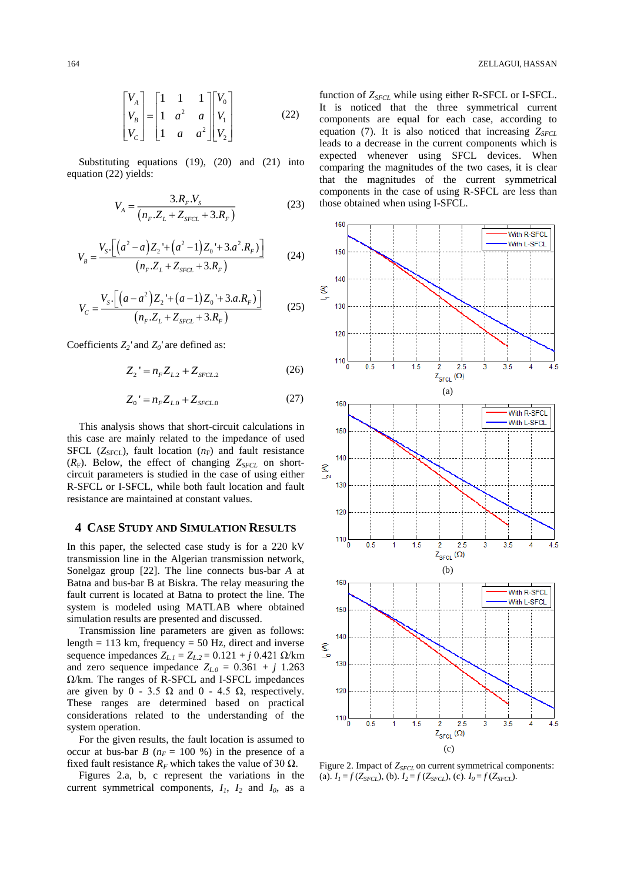$$\begin{bmatrix} V_A \\ V_B \\ V_C \end{bmatrix} = \begin{bmatrix} 1 & 1 & 1 \\ 1 & a^2 & a \\ 1 & a & a^2 \end{bmatrix} \begin{bmatrix} V_0 \\ V_1 \\ V_2 \end{bmatrix} \tag{22}$$

Substituting equations (19), (20) and (21) into equation (22) yields:

$$V_A = \frac{3.R_F.V_S}{\left(n_F.Z_L + Z_{SFCL} + 3.R_F\right)} \tag{23}$$

$$V_B = \frac{V_S.\left[\left(a^2 - a\right)Z_2' + \left(a^2 - 1\right)Z_0' + 3.a^2.R_F)\right]}{\left(n_F.Z_L + Z_{SFCL} + 3.R_F\right)} \tag{24}$$

$$V_C = \frac{V_S.\left[\left(a - a^2\right)Z_2' + \left(a - 1\right)Z_0' + 3.a.R_F\right]}{\left(n_F.Z_L + Z_{SFCL} + 3.R_F\right)} \tag{25}$$

Coefficients $Z_2'$ and $Z_0'$ are defined as:

$$Z_2' = n_F Z_{L.2} + Z_{SFCL.2} \tag{26}$$

$$Z_0' = n_F Z_{L.0} + Z_{SFCL.0} \tag{27}$$

This analysis shows that short-circuit calculations in this case are mainly related to the impedance of used SFCL ($Z_{SFCL}$), fault location ($n_F$) and fault resistance ($R_F$). Below, the effect of changing $Z_{SFCL}$ on short-circuit parameters is studied in the case of using either R-SFCL or I-SFCL, while both fault location and fault resistance are maintained at constant values.

## 4 Case Study and Simulation Results

In this paper, the selected case study is for a 220 kV transmission line in the Algerian transmission network, Sonelgaz group [22]. The line connects bus-bar *A* at Batna and bus-bar B at Biskra. The relay measuring the fault current is located at Batna to protect the line. The system is modeled using MATLAB where obtained simulation results are presented and discussed.

Transmission line parameters are given as follows: length = 113 km, frequency = 50 Hz, direct and inverse sequence impedances $Z_{L.1} = Z_{L.2} = 0.121 + j\ 0.421\ \Omega$/km and zero sequence impedance $Z_{L.0} = 0.361 + j\ 1.263\ \Omega$/km. The ranges of R-SFCL and I-SFCL impedances are given by 0 - 3.5 Ω and 0 - 4.5 Ω, respectively. These ranges are determined based on practical considerations related to the understanding of the system operation.

For the given results, the fault location is assumed to occur at bus-bar *B* ($n_F$ = 100 %) in the presence of a fixed fault resistance $R_F$ which takes the value of 30 Ω.

Figures 2.a, b, c represent the variations in the current symmetrical components, $I_1$, $I_2$ and $I_0$, as a function of $Z_{SFCL}$ while using either R-SFCL or I-SFCL. It is noticed that the three symmetrical current components are equal for each case, according to equation (7). It is also noticed that increasing $Z_{SFCL}$ leads to a decrease in the current components which is expected whenever using SFCL devices. When comparing the magnitudes of the two cases, it is clear that the magnitudes of the current symmetrical components in the case of using R-SFCL are less than those obtained when using I-SFCL.

Figure 2. Impact of $Z_{SFCL}$ on current symmetrical components: (a). $I_1 = f\,(Z_{SFCL})$, (b). $I_2 = f\,(Z_{SFCL})$, (c). $I_0 = f\,(Z_{SFCL})$.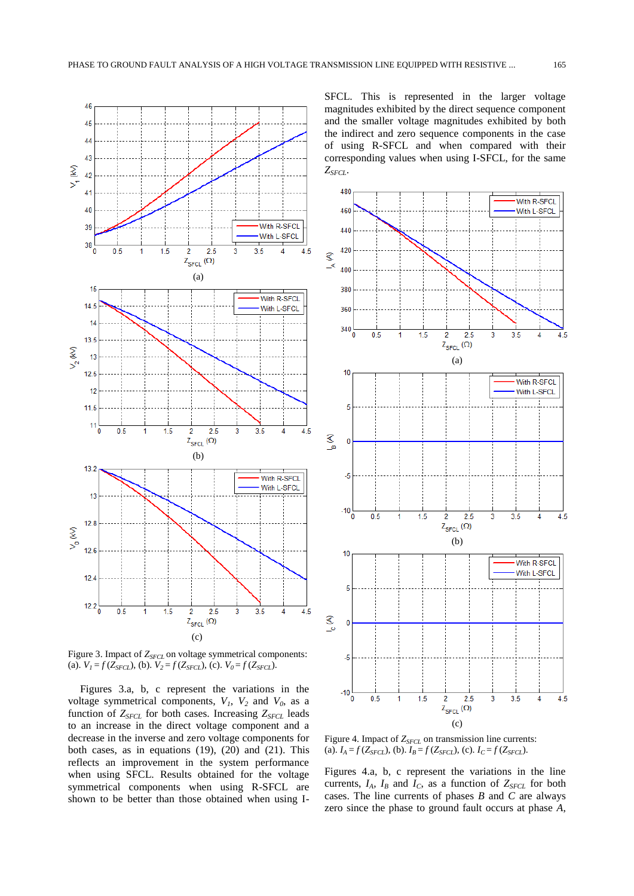Figure 3. Impact of $Z_{SFCL}$ on voltage symmetrical components: (a). $V_1 = f(Z_{SFCL})$, (b). $V_2 = f(Z_{SFCL})$, (c). $V_0 = f(Z_{SFCL})$.

Figures 3.a, b, c represent the variations in the voltage symmetrical components, $V_1$, $V_2$ and $V_0$, as a function of $Z_{SFCL}$ for both cases. Increasing $Z_{SFCL}$ leads to an increase in the direct voltage component and a decrease in the inverse and zero voltage components for both cases, as in equations (19), (20) and (21). This reflects an improvement in the system performance when using SFCL. Results obtained for the voltage symmetrical components when using R-SFCL are shown to be better than those obtained when using I-SFCL. This is represented in the larger voltage magnitudes exhibited by the direct sequence component and the smaller voltage magnitudes exhibited by both the indirect and zero sequence components in the case of using R-SFCL and when compared with their corresponding values when using I-SFCL, for the same $Z_{SFCL}$.

Figure 4. Impact of $Z_{SFCL}$ on transmission line currents: (a). $I_A = f(Z_{SFCL})$, (b). $I_B = f(Z_{SFCL})$, (c). $I_C = f(Z_{SFCL})$.

Figures 4.a, b, c represent the variations in the line currents, $I_A$, $I_B$ and $I_C$, as a function of $Z_{SFCL}$ for both cases. The line currents of phases $B$ and $C$ are always zero since the phase to ground fault occurs at phase $A$,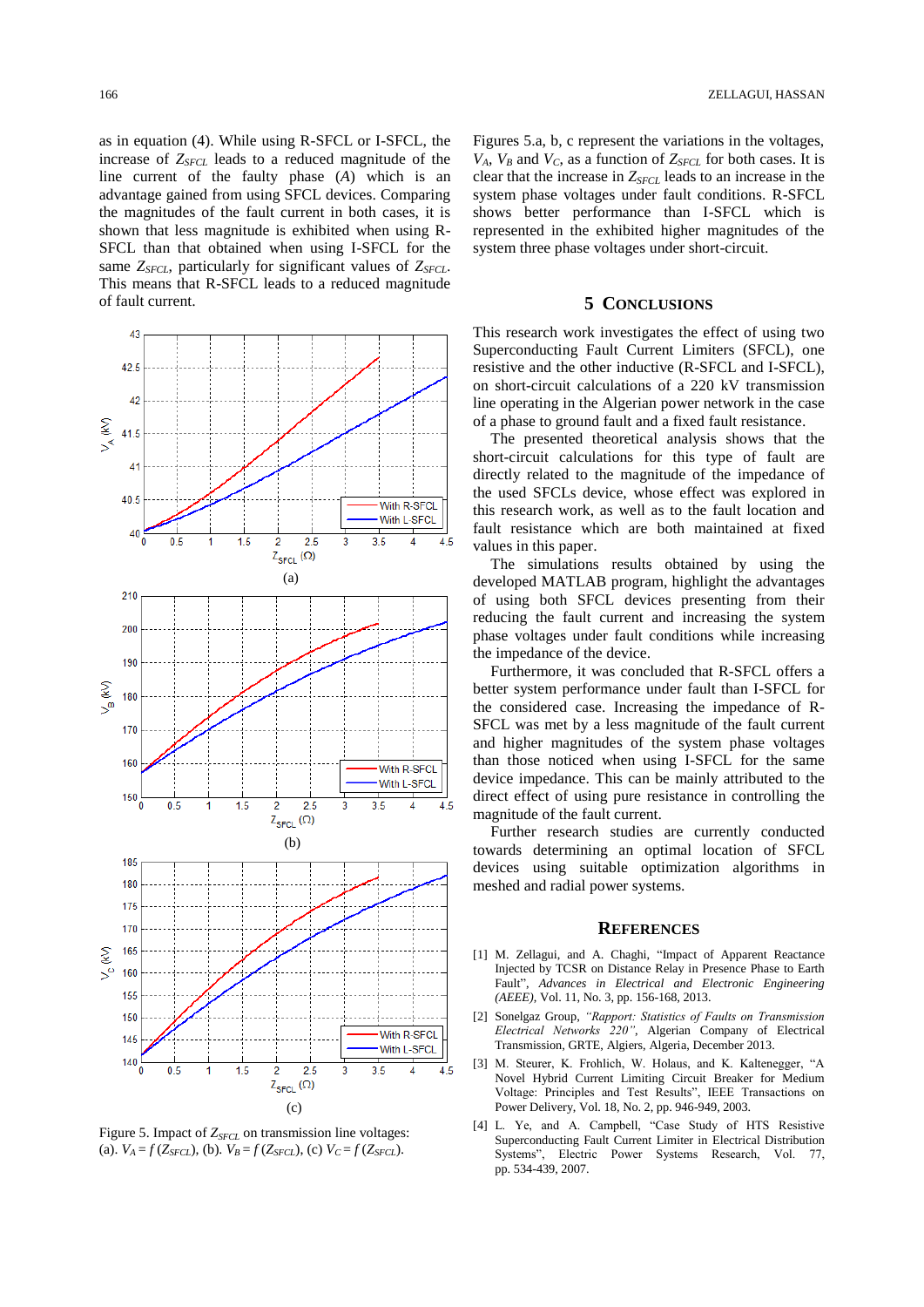as in equation (4). While using R-SFCL or I-SFCL, the increase of $Z_{SFCL}$ leads to a reduced magnitude of the line current of the faulty phase ($A$) which is an advantage gained from using SFCL devices. Comparing the magnitudes of the fault current in both cases, it is shown that less magnitude is exhibited when using R-SFCL than that obtained when using I-SFCL for the same $Z_{SFCL}$, particularly for significant values of $Z_{SFCL}$. This means that R-SFCL leads to a reduced magnitude of fault current.

Figure 5. Impact of $Z_{SFCL}$ on transmission line voltages: (a). $V_A = f(Z_{SFCL})$, (b). $V_B = f(Z_{SFCL})$, (c) $V_C = f(Z_{SFCL})$.

Figures 5.a, b, c represent the variations in the voltages, $V_A$, $V_B$ and $V_C$, as a function of $Z_{SFCL}$ for both cases. It is clear that the increase in $Z_{SFCL}$ leads to an increase in the system phase voltages under fault conditions. R-SFCL shows better performance than I-SFCL which is represented in the exhibited higher magnitudes of the system three phase voltages under short-circuit.

## 5 Conclusions

This research work investigates the effect of using two Superconducting Fault Current Limiters (SFCL), one resistive and the other inductive (R-SFCL and I-SFCL), on short-circuit calculations of a 220 kV transmission line operating in the Algerian power network in the case of a phase to ground fault and a fixed fault resistance.

The presented theoretical analysis shows that the short-circuit calculations for this type of fault are directly related to the magnitude of the impedance of the used SFCLs device, whose effect was explored in this research work, as well as to the fault location and fault resistance which are both maintained at fixed values in this paper.

The simulations results obtained by using the developed MATLAB program, highlight the advantages of using both SFCL devices presenting from their reducing the fault current and increasing the system phase voltages under fault conditions while increasing the impedance of the device.

Furthermore, it was concluded that R-SFCL offers a better system performance under fault than I-SFCL for the considered case. Increasing the impedance of R-SFCL was met by a less magnitude of the fault current and higher magnitudes of the system phase voltages than those noticed when using I-SFCL for the same device impedance. This can be mainly attributed to the direct effect of using pure resistance in controlling the magnitude of the fault current.

Further research studies are currently conducted towards determining an optimal location of SFCL devices using suitable optimization algorithms in meshed and radial power systems.

## References

[1] M. Zellagui, and A. Chaghi, "Impact of Apparent Reactance Injected by TCSR on Distance Relay in Presence Phase to Earth Fault", *Advances in Electrical and Electronic Engineering (AEEE)*, Vol. 11, No. 3, pp. 156-168, 2013.

[2] Sonelgaz Group, *"Rapport: Statistics of Faults on Transmission Electrical Networks 220"*, Algerian Company of Electrical Transmission, GRTE, Algiers, Algeria, December 2013.

[3] M. Steurer, K. Frohlich, W. Holaus, and K. Kaltenegger, "A Novel Hybrid Current Limiting Circuit Breaker for Medium Voltage: Principles and Test Results", IEEE Transactions on Power Delivery, Vol. 18, No. 2, pp. 946-949, 2003.

[4] L. Ye, and A. Campbell, "Case Study of HTS Resistive Superconducting Fault Current Limiter in Electrical Distribution Systems", Electric Power Systems Research, Vol. 77, pp. 534-439, 2007.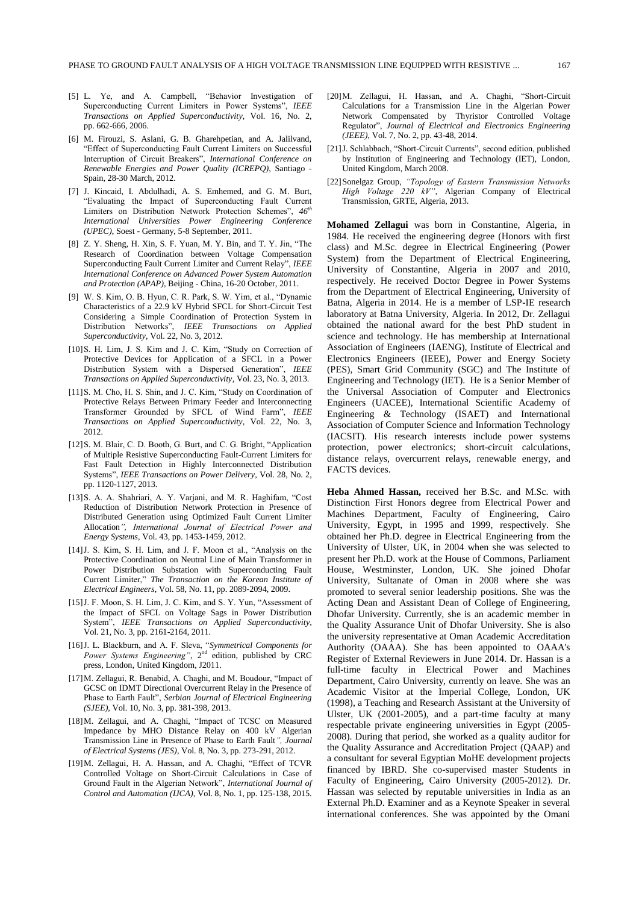[5] L. Ye, and A. Campbell, "Behavior Investigation of Superconducting Current Limiters in Power Systems", *IEEE Transactions on Applied Superconductivity*, Vol. 16, No. 2, pp. 662-666, 2006.

[6] M. Firouzi, S. Aslani, G. B. Gharehpetian, and A. Jalilvand, "Effect of Superconducting Fault Current Limiters on Successful Interruption of Circuit Breakers", *International Conference on Renewable Energies and Power Quality (ICREPQ)*, Santiago - Spain, 28-30 March, 2012.

[7] J. Kincaid, I. Abdulhadi, A. S. Emhemed, and G. M. Burt, "Evaluating the Impact of Superconducting Fault Current Limiters on Distribution Network Protection Schemes", *46th International Universities Power Engineering Conference (UPEC)*, Soest - Germany, 5-8 September, 2011.

[8] Z. Y. Sheng, H. Xin, S. F. Yuan, M. Y. Bin, and T. Y. Jin, "The Research of Coordination between Voltage Compensation Superconducting Fault Current Limiter and Current Relay", *IEEE International Conference on Advanced Power System Automation and Protection (APAP)*, Beijing - China, 16-20 October, 2011.

[9] W. S. Kim, O. B. Hyun, C. R. Park, S. W. Yim, et al., "Dynamic Characteristics of a 22.9 kV Hybrid SFCL for Short-Circuit Test Considering a Simple Coordination of Protection System in Distribution Networks", *IEEE Transactions on Applied Superconductivity*, Vol. 22, No. 3, 2012.

[10] S. H. Lim, J. S. Kim and J. C. Kim, "Study on Correction of Protective Devices for Application of a SFCL in a Power Distribution System with a Dispersed Generation", *IEEE Transactions on Applied Superconductivity*, Vol. 23, No. 3, 2013.

[11] S. M. Cho, H. S. Shin, and J. C. Kim, "Study on Coordination of Protective Relays Between Primary Feeder and Interconnecting Transformer Grounded by SFCL of Wind Farm", *IEEE Transactions on Applied Superconductivity*, Vol. 22, No. 3, 2012.

[12] S. M. Blair, C. D. Booth, G. Burt, and C. G. Bright, "Application of Multiple Resistive Superconducting Fault-Current Limiters for Fast Fault Detection in Highly Interconnected Distribution Systems", *IEEE Transactions on Power Delivery*, Vol. 28, No. 2, pp. 1120-1127, 2013.

[13] S. A. A. Shahriari, A. Y. Varjani, and M. R. Haghifam, "Cost Reduction of Distribution Network Protection in Presence of Distributed Generation using Optimized Fault Current Limiter Allocation", *International Journal of Electrical Power and Energy Systems*, Vol. 43, pp. 1453-1459, 2012.

[14] J. S. Kim, S. H. Lim, and J. F. Moon et al., "Analysis on the Protective Coordination on Neutral Line of Main Transformer in Power Distribution Substation with Superconducting Fault Current Limiter," *The Transaction on the Korean Institute of Electrical Engineers*, Vol. 58, No. 11, pp. 2089-2094, 2009.

[15] J. F. Moon, S. H. Lim, J. C. Kim, and S. Y. Yun, "Assessment of the Impact of SFCL on Voltage Sags in Power Distribution System", *IEEE Transactions on Applied Superconductivity*, Vol. 21, No. 3, pp. 2161-2164, 2011.

[16] J. L. Blackburn, and A. F. Sleva, "*Symmetrical Components for Power Systems Engineering*", 2nd edition, published by CRC press, London, United Kingdom, J2011.

[17] M. Zellagui, R. Benabid, A. Chaghi, and M. Boudour, "Impact of GCSC on IDMT Directional Overcurrent Relay in the Presence of Phase to Earth Fault", *Serbian Journal of Electrical Engineering (SJEE)*, Vol. 10, No. 3, pp. 381-398, 2013.

[18] M. Zellagui, and A. Chaghi, "Impact of TCSC on Measured Impedance by MHO Distance Relay on 400 kV Algerian Transmission Line in Presence of Phase to Earth Fault", *Journal of Electrical Systems (JES)*, Vol. 8, No. 3, pp. 273-291, 2012.

[19] M. Zellagui, H. A. Hassan, and A. Chaghi, "Effect of TCVR Controlled Voltage on Short-Circuit Calculations in Case of Ground Fault in the Algerian Network", *International Journal of Control and Automation (IJCA)*, Vol. 8, No. 1, pp. 125-138, 2015.

[20] M. Zellagui, H. Hassan, and A. Chaghi, "Short-Circuit Calculations for a Transmission Line in the Algerian Power Network Compensated by Thyristor Controlled Voltage Regulator", *Journal of Electrical and Electronics Engineering (JEEE)*, Vol. 7, No. 2, pp. 43-48, 2014.

[21] J. Schlabbach, "Short-Circuit Currents", second edition, published by Institution of Engineering and Technology (IET), London, United Kingdom, March 2008.

[22] Sonelgaz Group, *"Topology of Eastern Transmission Networks High Voltage 220 kV"*, Algerian Company of Electrical Transmission, GRTE, Algeria, 2013.

**Mohamed Zellagui** was born in Constantine, Algeria, in 1984. He received the engineering degree (Honors with first class) and M.Sc. degree in Electrical Engineering (Power System) from the Department of Electrical Engineering, University of Constantine, Algeria in 2007 and 2010, respectively. He received Doctor Degree in Power Systems from the Department of Electrical Engineering, University of Batna, Algeria in 2014. He is a member of LSP-IE research laboratory at Batna University, Algeria. In 2012, Dr. Zellagui obtained the national award for the best PhD student in science and technology. He has membership at International Association of Engineers (IAENG), Institute of Electrical and Electronics Engineers (IEEE), Power and Energy Society (PES), Smart Grid Community (SGC) and The Institute of Engineering and Technology (IET). He is a Senior Member of the Universal Association of Computer and Electronics Engineers (UACEE), International Scientific Academy of Engineering & Technology (ISAET) and International Association of Computer Science and Information Technology (IACSIT). His research interests include power systems protection, power electronics; short-circuit calculations, distance relays, overcurrent relays, renewable energy, and FACTS devices.

**Heba Ahmed Hassan,** received her B.Sc. and M.Sc. with Distinction First Honors degree from Electrical Power and Machines Department, Faculty of Engineering, Cairo University, Egypt, in 1995 and 1999, respectively. She obtained her Ph.D. degree in Electrical Engineering from the University of Ulster, UK, in 2004 when she was selected to present her Ph.D. work at the House of Commons, Parliament House, Westminster, London, UK. She joined Dhofar University, Sultanate of Oman in 2008 where she was promoted to several senior leadership positions. She was the Acting Dean and Assistant Dean of College of Engineering, Dhofar University. Currently, she is an academic member in the Quality Assurance Unit of Dhofar University. She is also the university representative at Oman Academic Accreditation Authority (OAAA). She has been appointed to OAAA's Register of External Reviewers in June 2014. Dr. Hassan is a full-time faculty in Electrical Power and Machines Department, Cairo University, currently on leave. She was an Academic Visitor at the Imperial College, London, UK (1998), a Teaching and Research Assistant at the University of Ulster, UK (2001-2005), and a part-time faculty at many respectable private engineering universities in Egypt (2005-2008). During that period, she worked as a quality auditor for the Quality Assurance and Accreditation Project (QAAP) and a consultant for several Egyptian MoHE development projects financed by IBRD. She co-supervised master Students in Faculty of Engineering, Cairo University (2005-2012). Dr. Hassan was selected by reputable universities in India as an External Ph.D. Examiner and as a Keynote Speaker in several international conferences. She was appointed by the Omani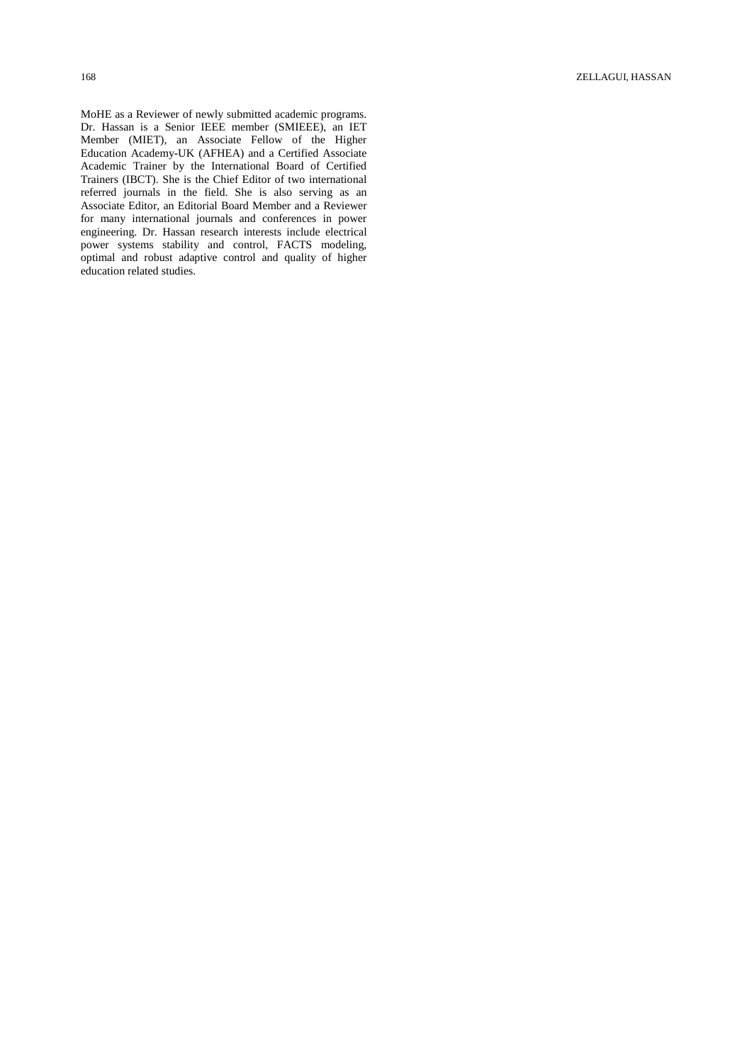MoHE as a Reviewer of newly submitted academic programs. Dr. Hassan is a Senior IEEE member (SMIEEE), an IET Member (MIET), an Associate Fellow of the Higher Education Academy-UK (AFHEA) and a Certified Associate Academic Trainer by the International Board of Certified Trainers (IBCT). She is the Chief Editor of two international referred journals in the field. She is also serving as an Associate Editor, an Editorial Board Member and a Reviewer for many international journals and conferences in power engineering. Dr. Hassan research interests include electrical power systems stability and control, FACTS modeling, optimal and robust adaptive control and quality of higher education related studies.